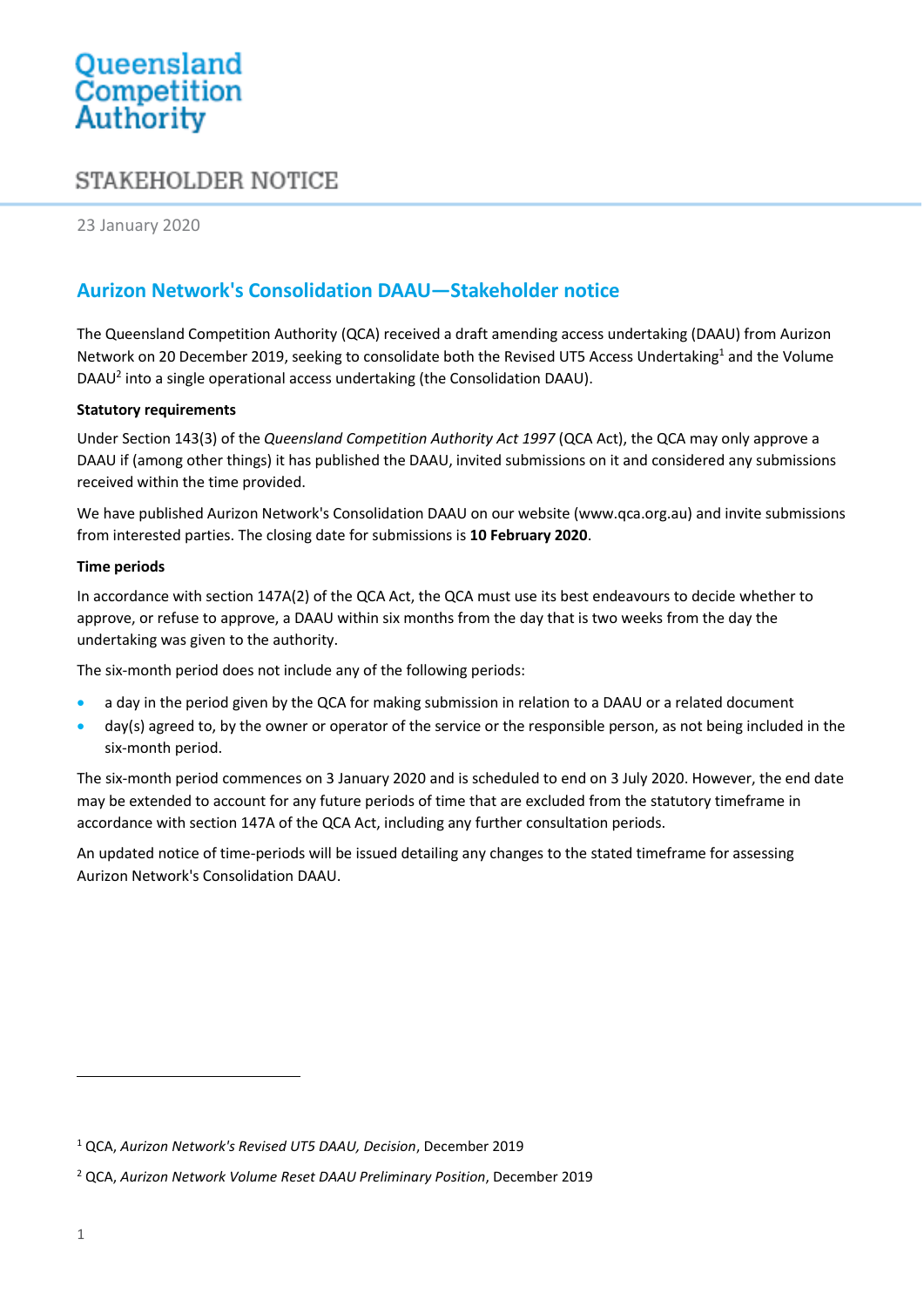Queensland Competition Authority

STAKEHOLDER NOTICE

23 January 2020

# Aurizon Network's Consolidation DAAU—Stakeholder notice

The Queensland Competition Authority (QCA) received a draft amending access undertaking (DAAU) from Aurizon Network on 20 December 2019, seeking to consolidate both the Revised UT5 Access Undertaking[1] and the Volume DAAU[2] into a single operational access undertaking (the Consolidation DAAU).

**Statutory requirements**

Under Section 143(3) of the *Queensland Competition Authority Act 1997* (QCA Act), the QCA may only approve a DAAU if (among other things) it has published the DAAU, invited submissions on it and considered any submissions received within the time provided.

We have published Aurizon Network's Consolidation DAAU on our website (www.qca.org.au) and invite submissions from interested parties. The closing date for submissions is **10 February 2020**.

**Time periods**

In accordance with section 147A(2) of the QCA Act, the QCA must use its best endeavours to decide whether to approve, or refuse to approve, a DAAU within six months from the day that is two weeks from the day the undertaking was given to the authority.

The six-month period does not include any of the following periods:

- a day in the period given by the QCA for making submission in relation to a DAAU or a related document
- day(s) agreed to, by the owner or operator of the service or the responsible person, as not being included in the six-month period.

The six-month period commences on 3 January 2020 and is scheduled to end on 3 July 2020. However, the end date may be extended to account for any future periods of time that are excluded from the statutory timeframe in accordance with section 147A of the QCA Act, including any further consultation periods.

An updated notice of time-periods will be issued detailing any changes to the stated timeframe for assessing Aurizon Network's Consolidation DAAU.

---

[1] QCA, *Aurizon Network's Revised UT5 DAAU, Decision*, December 2019

[2] QCA, *Aurizon Network Volume Reset DAAU Preliminary Position*, December 2019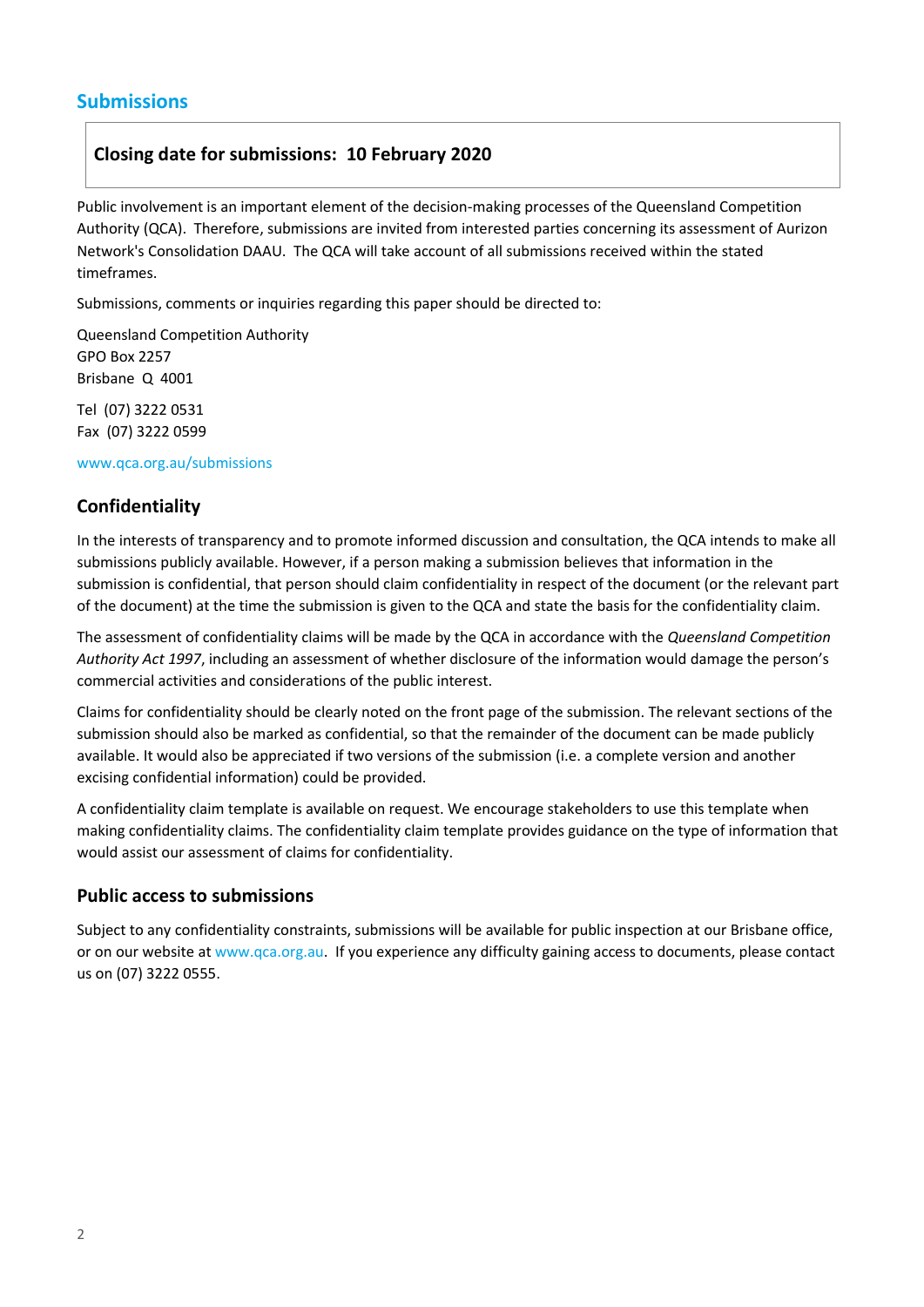## Submissions

**Closing date for submissions: 10 February 2020**

Public involvement is an important element of the decision-making processes of the Queensland Competition Authority (QCA). Therefore, submissions are invited from interested parties concerning its assessment of Aurizon Network's Consolidation DAAU. The QCA will take account of all submissions received within the stated timeframes.

Submissions, comments or inquiries regarding this paper should be directed to:

Queensland Competition Authority
GPO Box 2257
Brisbane Q 4001

Tel (07) 3222 0531
Fax (07) 3222 0599

www.qca.org.au/submissions

### Confidentiality

In the interests of transparency and to promote informed discussion and consultation, the QCA intends to make all submissions publicly available. However, if a person making a submission believes that information in the submission is confidential, that person should claim confidentiality in respect of the document (or the relevant part of the document) at the time the submission is given to the QCA and state the basis for the confidentiality claim.

The assessment of confidentiality claims will be made by the QCA in accordance with the *Queensland Competition Authority Act 1997*, including an assessment of whether disclosure of the information would damage the person's commercial activities and considerations of the public interest.

Claims for confidentiality should be clearly noted on the front page of the submission. The relevant sections of the submission should also be marked as confidential, so that the remainder of the document can be made publicly available. It would also be appreciated if two versions of the submission (i.e. a complete version and another excising confidential information) could be provided.

A confidentiality claim template is available on request. We encourage stakeholders to use this template when making confidentiality claims. The confidentiality claim template provides guidance on the type of information that would assist our assessment of claims for confidentiality.

### Public access to submissions

Subject to any confidentiality constraints, submissions will be available for public inspection at our Brisbane office, or on our website at www.qca.org.au. If you experience any difficulty gaining access to documents, please contact us on (07) 3222 0555.